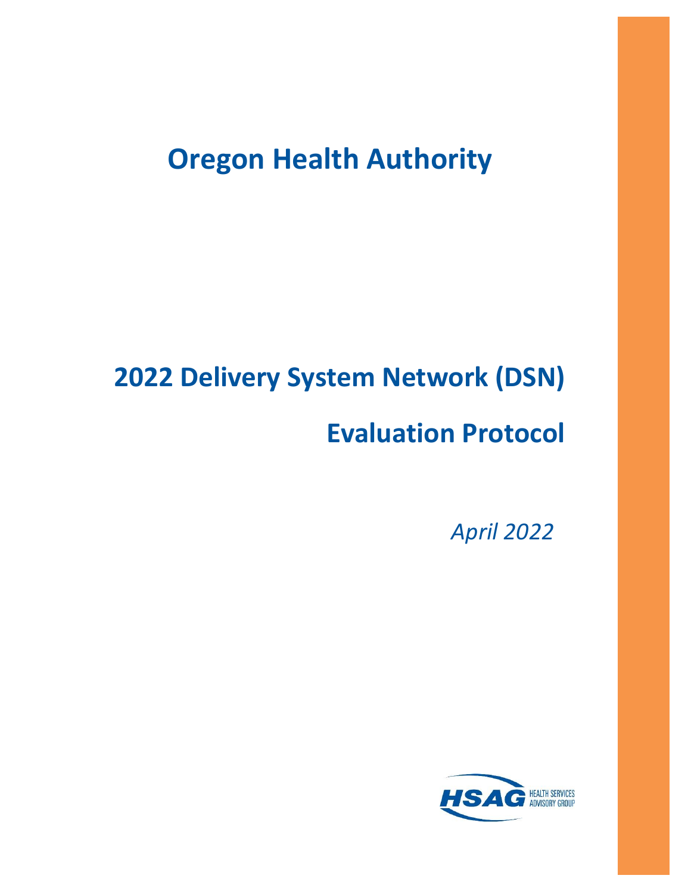# Oregon Health Authority

# 2022 Delivery System Network (DSN)

# Evaluation Protocol

*April 2022*

HSAG HEALTH SERVICES ADVISORY GROUP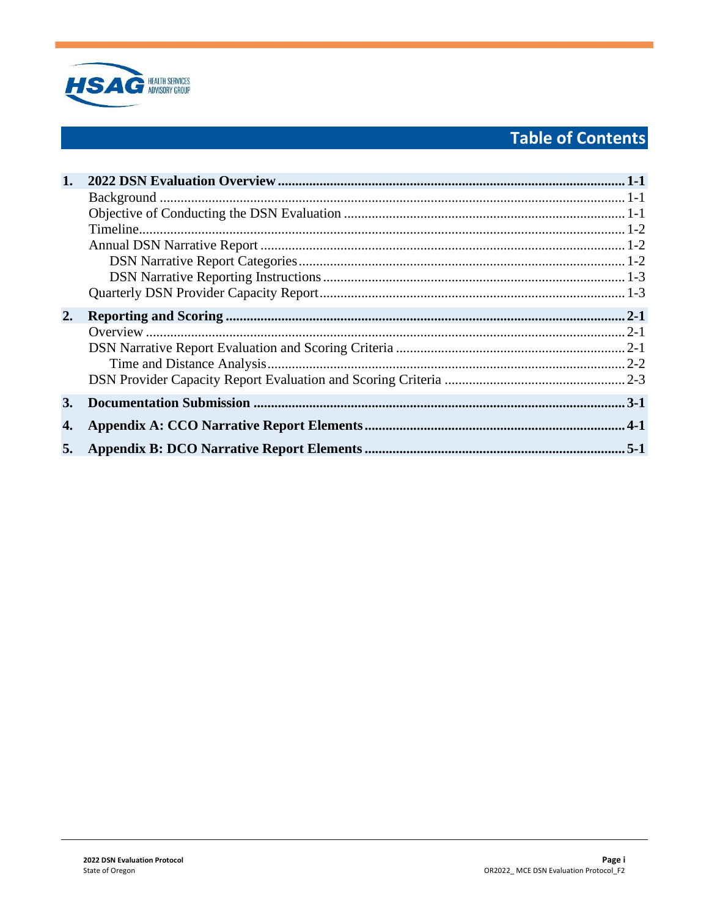# Table of Contents

**1. 2022 DSN Evaluation Overview** .......... **1-1**

- Background .......... 1-1
- Objective of Conducting the DSN Evaluation .......... 1-1
- Timeline .......... 1-2
- Annual DSN Narrative Report .......... 1-2
  - DSN Narrative Report Categories .......... 1-2
  - DSN Narrative Reporting Instructions .......... 1-3
- Quarterly DSN Provider Capacity Report .......... 1-3

**2. Reporting and Scoring** .......... **2-1**

- Overview .......... 2-1
- DSN Narrative Report Evaluation and Scoring Criteria .......... 2-1
  - Time and Distance Analysis .......... 2-2
- DSN Provider Capacity Report Evaluation and Scoring Criteria .......... 2-3

**3. Documentation Submission** .......... **3-1**

**4. Appendix A: CCO Narrative Report Elements** .......... **4-1**

**5. Appendix B: DCO Narrative Report Elements** .......... **5-1**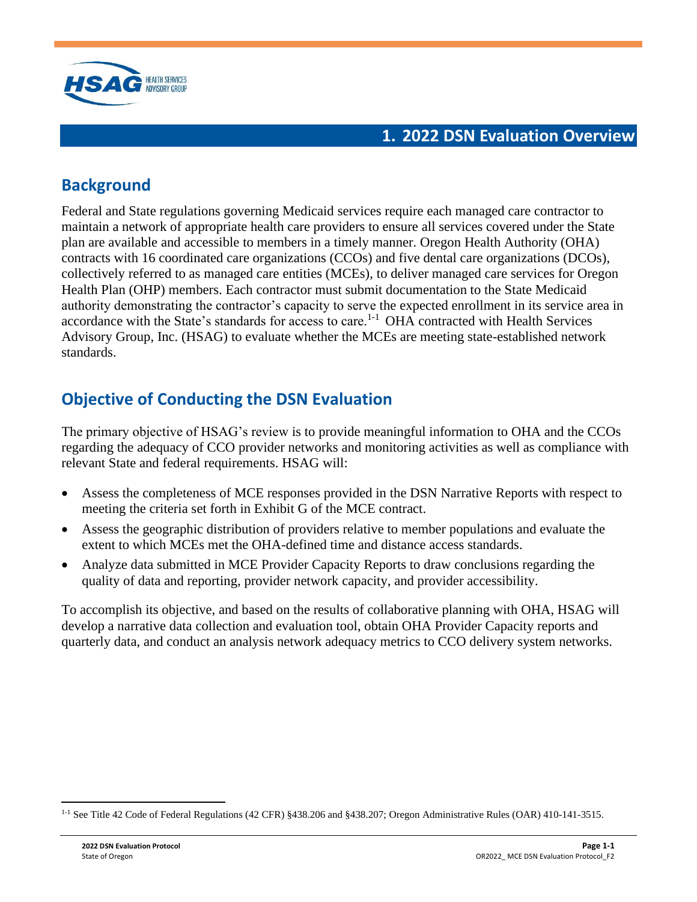# 1. 2022 DSN Evaluation Overview

## Background

Federal and State regulations governing Medicaid services require each managed care contractor to maintain a network of appropriate health care providers to ensure all services covered under the State plan are available and accessible to members in a timely manner. Oregon Health Authority (OHA) contracts with 16 coordinated care organizations (CCOs) and five dental care organizations (DCOs), collectively referred to as managed care entities (MCEs), to deliver managed care services for Oregon Health Plan (OHP) members. Each contractor must submit documentation to the State Medicaid authority demonstrating the contractor's capacity to serve the expected enrollment in its service area in accordance with the State's standards for access to care.[1-1] OHA contracted with Health Services Advisory Group, Inc. (HSAG) to evaluate whether the MCEs are meeting state-established network standards.

## Objective of Conducting the DSN Evaluation

The primary objective of HSAG's review is to provide meaningful information to OHA and the CCOs regarding the adequacy of CCO provider networks and monitoring activities as well as compliance with relevant State and federal requirements. HSAG will:

- Assess the completeness of MCE responses provided in the DSN Narrative Reports with respect to meeting the criteria set forth in Exhibit G of the MCE contract.
- Assess the geographic distribution of providers relative to member populations and evaluate the extent to which MCEs met the OHA-defined time and distance access standards.
- Analyze data submitted in MCE Provider Capacity Reports to draw conclusions regarding the quality of data and reporting, provider network capacity, and provider accessibility.

To accomplish its objective, and based on the results of collaborative planning with OHA, HSAG will develop a narrative data collection and evaluation tool, obtain OHA Provider Capacity reports and quarterly data, and conduct an analysis network adequacy metrics to CCO delivery system networks.

---

[1-1] See Title 42 Code of Federal Regulations (42 CFR) §438.206 and §438.207; Oregon Administrative Rules (OAR) 410-141-3515.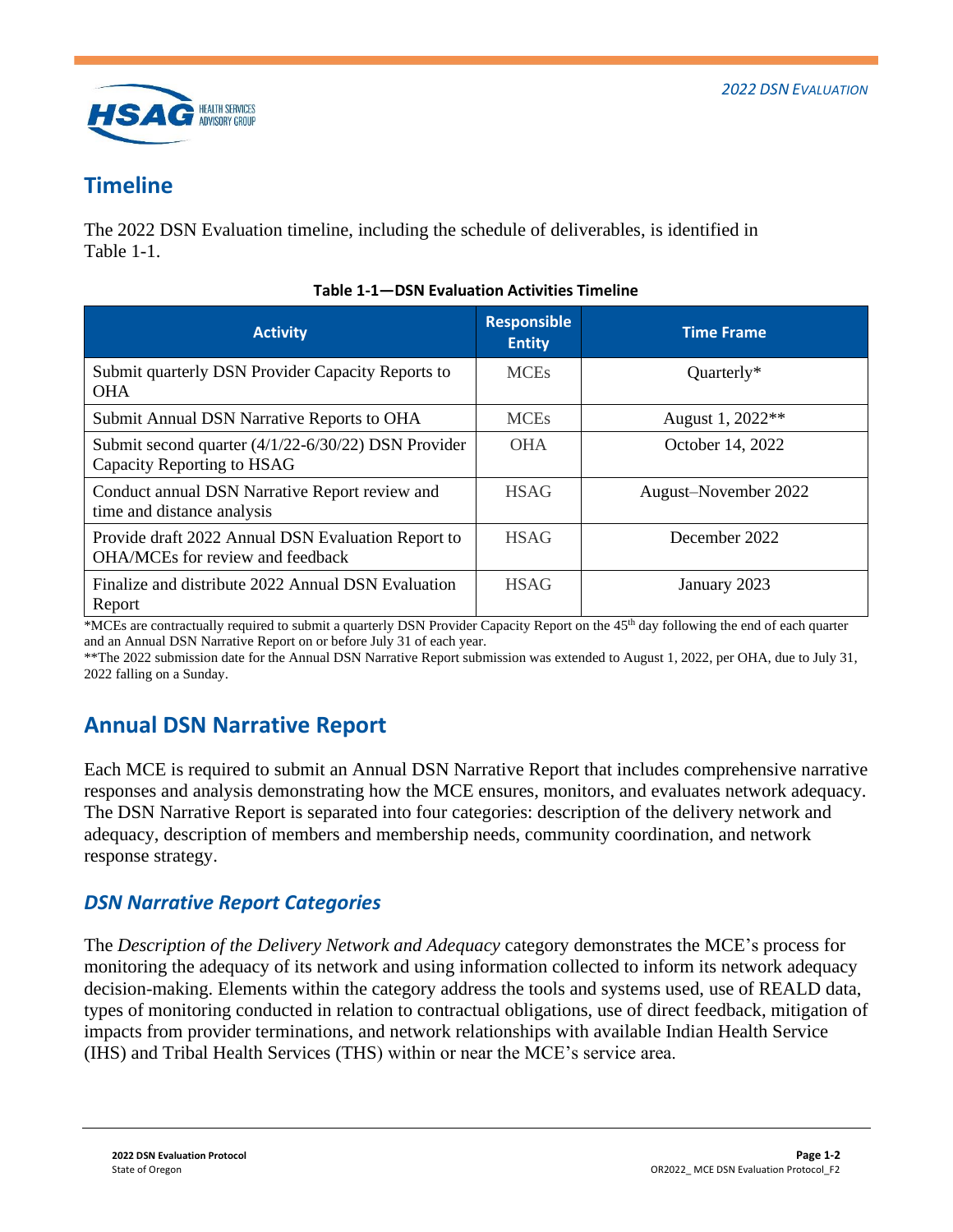## Timeline

The 2022 DSN Evaluation timeline, including the schedule of deliverables, is identified in Table 1-1.

**Table 1-1—DSN Evaluation Activities Timeline**

| Activity | Responsible Entity | Time Frame |
|---|---|---|
| Submit quarterly DSN Provider Capacity Reports to OHA | MCEs | Quarterly* |
| Submit Annual DSN Narrative Reports to OHA | MCEs | August 1, 2022** |
| Submit second quarter (4/1/22-6/30/22) DSN Provider Capacity Reporting to HSAG | OHA | October 14, 2022 |
| Conduct annual DSN Narrative Report review and time and distance analysis | HSAG | August–November 2022 |
| Provide draft 2022 Annual DSN Evaluation Report to OHA/MCEs for review and feedback | HSAG | December 2022 |
| Finalize and distribute 2022 Annual DSN Evaluation Report | HSAG | January 2023 |

*MCEs are contractually required to submit a quarterly DSN Provider Capacity Report on the 45th day following the end of each quarter and an Annual DSN Narrative Report on or before July 31 of each year.

**The 2022 submission date for the Annual DSN Narrative Report submission was extended to August 1, 2022, per OHA, due to July 31, 2022 falling on a Sunday.

## Annual DSN Narrative Report

Each MCE is required to submit an Annual DSN Narrative Report that includes comprehensive narrative responses and analysis demonstrating how the MCE ensures, monitors, and evaluates network adequacy. The DSN Narrative Report is separated into four categories: description of the delivery network and adequacy, description of members and membership needs, community coordination, and network response strategy.

### *DSN Narrative Report Categories*

The *Description of the Delivery Network and Adequacy* category demonstrates the MCE's process for monitoring the adequacy of its network and using information collected to inform its network adequacy decision-making. Elements within the category address the tools and systems used, use of REALD data, types of monitoring conducted in relation to contractual obligations, use of direct feedback, mitigation of impacts from provider terminations, and network relationships with available Indian Health Service (IHS) and Tribal Health Services (THS) within or near the MCE's service area.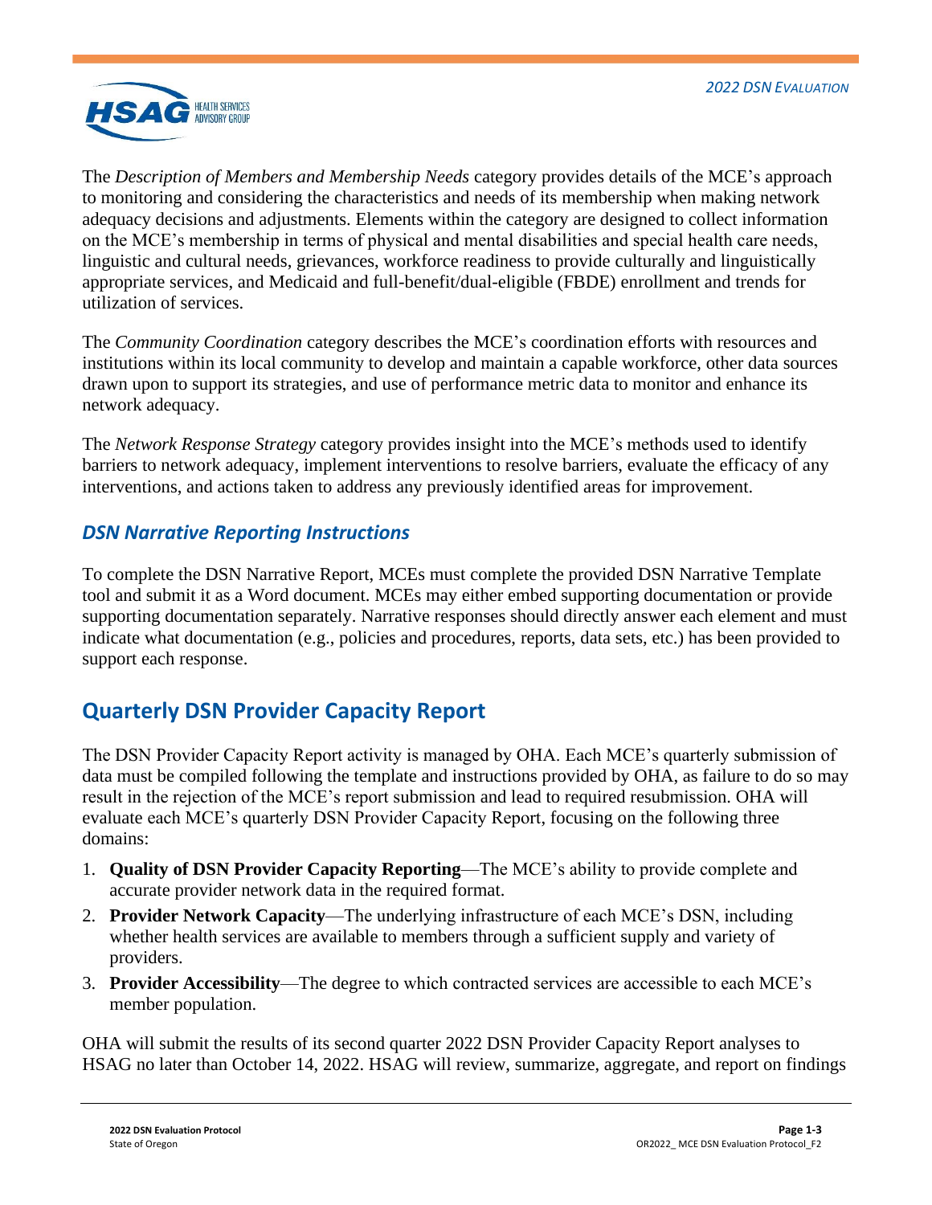The *Description of Members and Membership Needs* category provides details of the MCE's approach to monitoring and considering the characteristics and needs of its membership when making network adequacy decisions and adjustments. Elements within the category are designed to collect information on the MCE's membership in terms of physical and mental disabilities and special health care needs, linguistic and cultural needs, grievances, workforce readiness to provide culturally and linguistically appropriate services, and Medicaid and full-benefit/dual-eligible (FBDE) enrollment and trends for utilization of services.

The *Community Coordination* category describes the MCE's coordination efforts with resources and institutions within its local community to develop and maintain a capable workforce, other data sources drawn upon to support its strategies, and use of performance metric data to monitor and enhance its network adequacy.

The *Network Response Strategy* category provides insight into the MCE's methods used to identify barriers to network adequacy, implement interventions to resolve barriers, evaluate the efficacy of any interventions, and actions taken to address any previously identified areas for improvement.

### *DSN Narrative Reporting Instructions*

To complete the DSN Narrative Report, MCEs must complete the provided DSN Narrative Template tool and submit it as a Word document. MCEs may either embed supporting documentation or provide supporting documentation separately. Narrative responses should directly answer each element and must indicate what documentation (e.g., policies and procedures, reports, data sets, etc.) has been provided to support each response.

## Quarterly DSN Provider Capacity Report

The DSN Provider Capacity Report activity is managed by OHA. Each MCE's quarterly submission of data must be compiled following the template and instructions provided by OHA, as failure to do so may result in the rejection of the MCE's report submission and lead to required resubmission. OHA will evaluate each MCE's quarterly DSN Provider Capacity Report, focusing on the following three domains:

1. **Quality of DSN Provider Capacity Reporting**—The MCE's ability to provide complete and accurate provider network data in the required format.
2. **Provider Network Capacity**—The underlying infrastructure of each MCE's DSN, including whether health services are available to members through a sufficient supply and variety of providers.
3. **Provider Accessibility**—The degree to which contracted services are accessible to each MCE's member population.

OHA will submit the results of its second quarter 2022 DSN Provider Capacity Report analyses to HSAG no later than October 14, 2022. HSAG will review, summarize, aggregate, and report on findings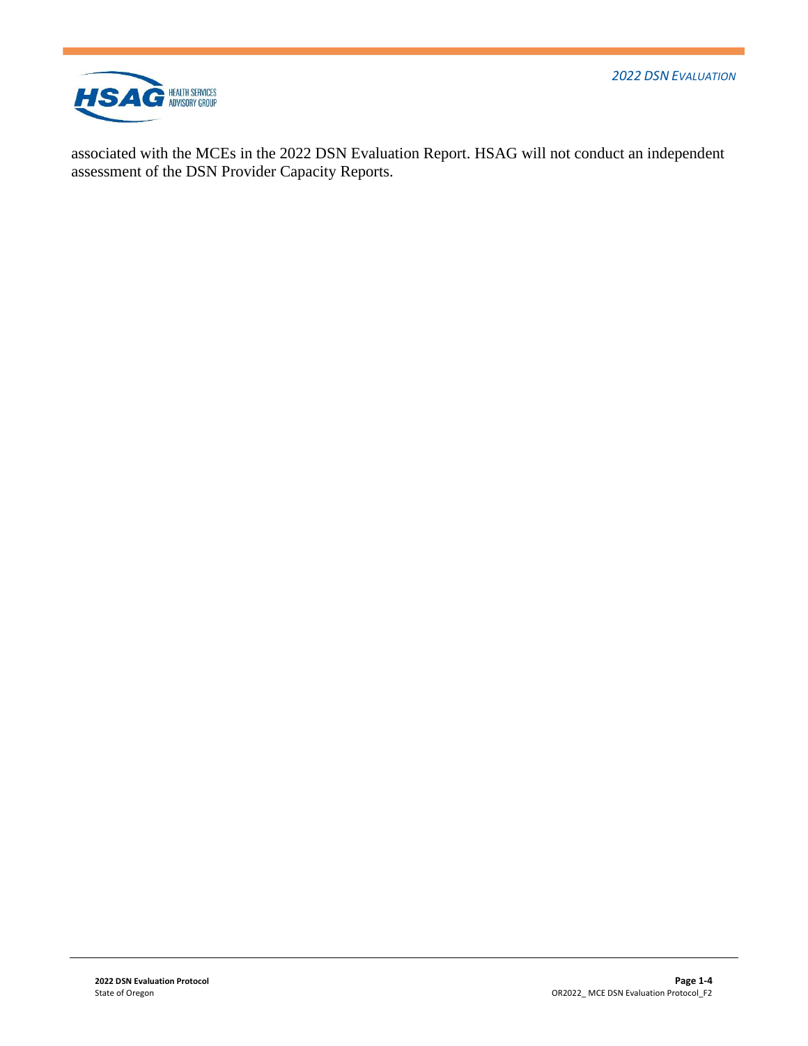associated with the MCEs in the 2022 DSN Evaluation Report. HSAG will not conduct an independent assessment of the DSN Provider Capacity Reports.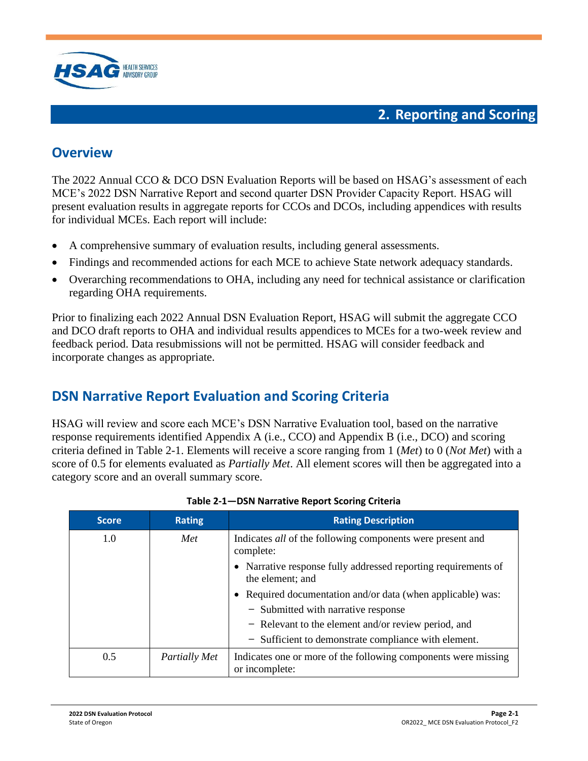# 2. Reporting and Scoring

## Overview

The 2022 Annual CCO & DCO DSN Evaluation Reports will be based on HSAG's assessment of each MCE's 2022 DSN Narrative Report and second quarter DSN Provider Capacity Report. HSAG will present evaluation results in aggregate reports for CCOs and DCOs, including appendices with results for individual MCEs. Each report will include:

- A comprehensive summary of evaluation results, including general assessments.
- Findings and recommended actions for each MCE to achieve State network adequacy standards.
- Overarching recommendations to OHA, including any need for technical assistance or clarification regarding OHA requirements.

Prior to finalizing each 2022 Annual DSN Evaluation Report, HSAG will submit the aggregate CCO and DCO draft reports to OHA and individual results appendices to MCEs for a two-week review and feedback period. Data resubmissions will not be permitted. HSAG will consider feedback and incorporate changes as appropriate.

## DSN Narrative Report Evaluation and Scoring Criteria

HSAG will review and score each MCE's DSN Narrative Evaluation tool, based on the narrative response requirements identified Appendix A (i.e., CCO) and Appendix B (i.e., DCO) and scoring criteria defined in Table 2-1. Elements will receive a score ranging from 1 (*Met*) to 0 (*Not Met*) with a score of 0.5 for elements evaluated as *Partially Met*. All element scores will then be aggregated into a category score and an overall summary score.

**Table 2-1—DSN Narrative Report Scoring Criteria**

| Score | Rating | Rating Description |
|---|---|---|
| 1.0 | *Met* | Indicates *all* of the following components were present and complete:<br>• Narrative response fully addressed reporting requirements of the element; and<br>• Required documentation and/or data (when applicable) was:<br>− Submitted with narrative response<br>− Relevant to the element and/or review period, and<br>− Sufficient to demonstrate compliance with element. |
| 0.5 | *Partially Met* | Indicates one or more of the following components were missing or incomplete: |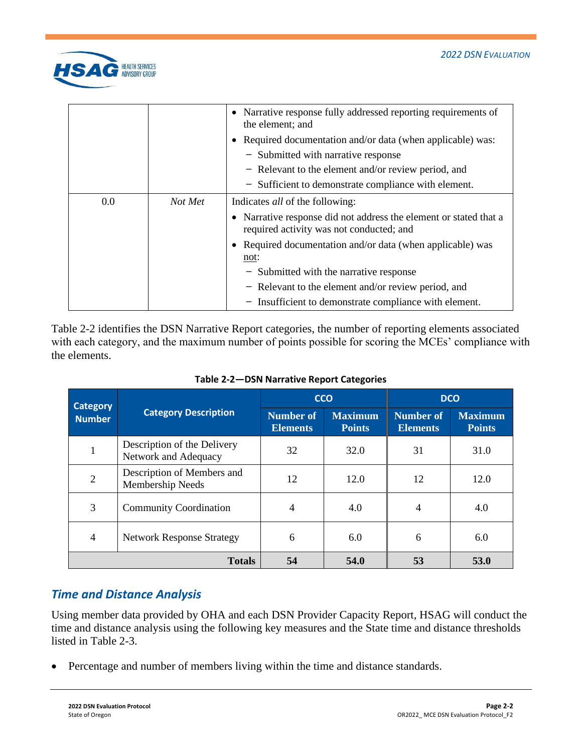| | | • Narrative response fully addressed reporting requirements of the element; and<br>• Required documentation and/or data (when applicable) was:<br>− Submitted with narrative response<br>− Relevant to the element and/or review period, and<br>− Sufficient to demonstrate compliance with element. |
|---|---|---|
| 0.0 | *Not Met* | Indicates *all* of the following:<br>• Narrative response did not address the element or stated that a required activity was not conducted; and<br>• Required documentation and/or data (when applicable) was not:<br>− Submitted with the narrative response<br>− Relevant to the element and/or review period, and<br>− Insufficient to demonstrate compliance with element. |

Table 2-2 identifies the DSN Narrative Report categories, the number of reporting elements associated with each category, and the maximum number of points possible for scoring the MCEs' compliance with the elements.

**Table 2-2—DSN Narrative Report Categories**

| Category Number | Category Description | CCO | | DCO | |
|---|---|---|---|---|---|
| | | Number of Elements | Maximum Points | Number of Elements | Maximum Points |
| 1 | Description of the Delivery Network and Adequacy | 32 | 32.0 | 31 | 31.0 |
| 2 | Description of Members and Membership Needs | 12 | 12.0 | 12 | 12.0 |
| 3 | Community Coordination | 4 | 4.0 | 4 | 4.0 |
| 4 | Network Response Strategy | 6 | 6.0 | 6 | 6.0 |
| | **Totals** | **54** | **54.0** | **53** | **53.0** |

## *Time and Distance Analysis*

Using member data provided by OHA and each DSN Provider Capacity Report, HSAG will conduct the time and distance analysis using the following key measures and the State time and distance thresholds listed in Table 2-3.

- Percentage and number of members living within the time and distance standards.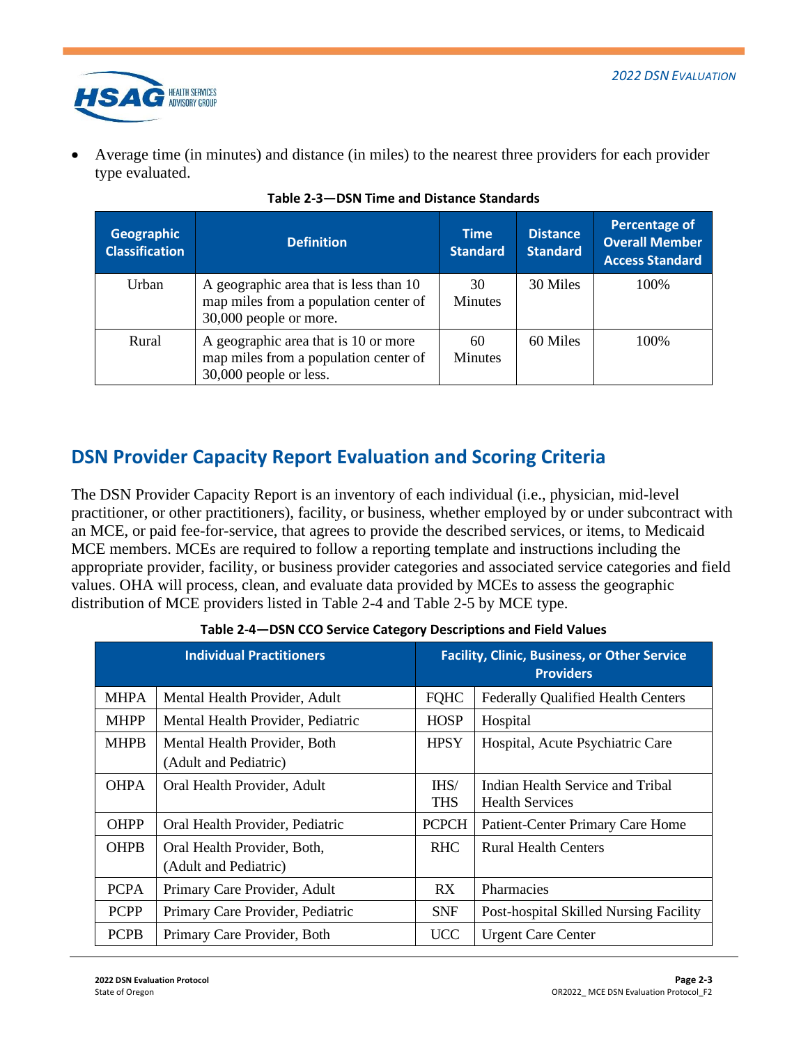- Average time (in minutes) and distance (in miles) to the nearest three providers for each provider type evaluated.

**Table 2-3—DSN Time and Distance Standards**

| Geographic Classification | Definition | Time Standard | Distance Standard | Percentage of Overall Member Access Standard |
|---|---|---|---|---|
| Urban | A geographic area that is less than 10 map miles from a population center of 30,000 people or more. | 30 Minutes | 30 Miles | 100% |
| Rural | A geographic area that is 10 or more map miles from a population center of 30,000 people or less. | 60 Minutes | 60 Miles | 100% |

## DSN Provider Capacity Report Evaluation and Scoring Criteria

The DSN Provider Capacity Report is an inventory of each individual (i.e., physician, mid-level practitioner, or other practitioners), facility, or business, whether employed by or under subcontract with an MCE, or paid fee-for-service, that agrees to provide the described services, or items, to Medicaid MCE members. MCEs are required to follow a reporting template and instructions including the appropriate provider, facility, or business provider categories and associated service categories and field values. OHA will process, clean, and evaluate data provided by MCEs to assess the geographic distribution of MCE providers listed in Table 2-4 and Table 2-5 by MCE type.

**Table 2-4—DSN CCO Service Category Descriptions and Field Values**

| Individual Practitioners | | Facility, Clinic, Business, or Other Service Providers | |
|---|---|---|---|
| MHPA | Mental Health Provider, Adult | FQHC | Federally Qualified Health Centers |
| MHPP | Mental Health Provider, Pediatric | HOSP | Hospital |
| MHPB | Mental Health Provider, Both (Adult and Pediatric) | HPSY | Hospital, Acute Psychiatric Care |
| OHPA | Oral Health Provider, Adult | IHS/ THS | Indian Health Service and Tribal Health Services |
| OHPP | Oral Health Provider, Pediatric | PCPCH | Patient-Center Primary Care Home |
| OHPB | Oral Health Provider, Both, (Adult and Pediatric) | RHC | Rural Health Centers |
| PCPA | Primary Care Provider, Adult | RX | Pharmacies |
| PCPP | Primary Care Provider, Pediatric | SNF | Post-hospital Skilled Nursing Facility |
| PCPB | Primary Care Provider, Both | UCC | Urgent Care Center |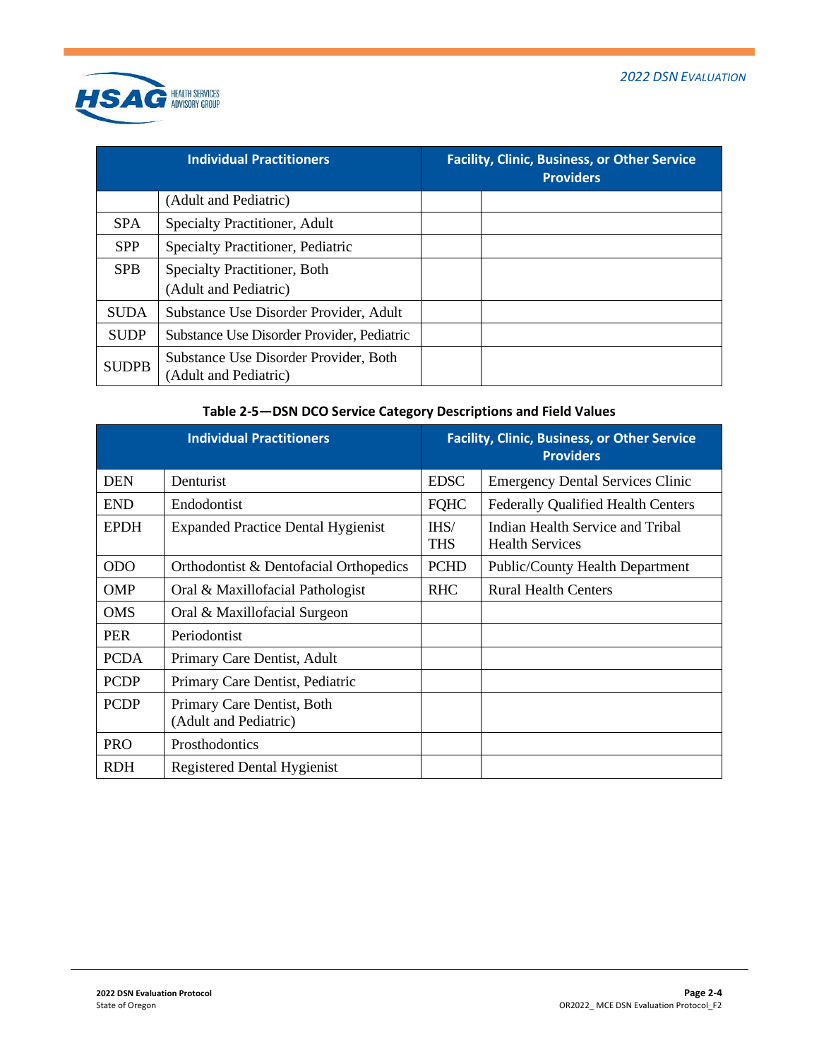| Individual Practitioners | | Facility, Clinic, Business, or Other Service Providers | |
|---|---|---|---|
| | (Adult and Pediatric) | | |
| SPA | Specialty Practitioner, Adult | | |
| SPP | Specialty Practitioner, Pediatric | | |
| SPB | Specialty Practitioner, Both (Adult and Pediatric) | | |
| SUDA | Substance Use Disorder Provider, Adult | | |
| SUDP | Substance Use Disorder Provider, Pediatric | | |
| SUDPB | Substance Use Disorder Provider, Both (Adult and Pediatric) | | |

**Table 2-5—DSN DCO Service Category Descriptions and Field Values**

| Individual Practitioners | | Facility, Clinic, Business, or Other Service Providers | |
|---|---|---|---|
| DEN | Denturist | EDSC | Emergency Dental Services Clinic |
| END | Endodontist | FQHC | Federally Qualified Health Centers |
| EPDH | Expanded Practice Dental Hygienist | IHS/ THS | Indian Health Service and Tribal Health Services |
| ODO | Orthodontist & Dentofacial Orthopedics | PCHD | Public/County Health Department |
| OMP | Oral & Maxillofacial Pathologist | RHC | Rural Health Centers |
| OMS | Oral & Maxillofacial Surgeon | | |
| PER | Periodontist | | |
| PCDA | Primary Care Dentist, Adult | | |
| PCDP | Primary Care Dentist, Pediatric | | |
| PCDP | Primary Care Dentist, Both (Adult and Pediatric) | | |
| PRO | Prosthodontics | | |
| RDH | Registered Dental Hygienist | | |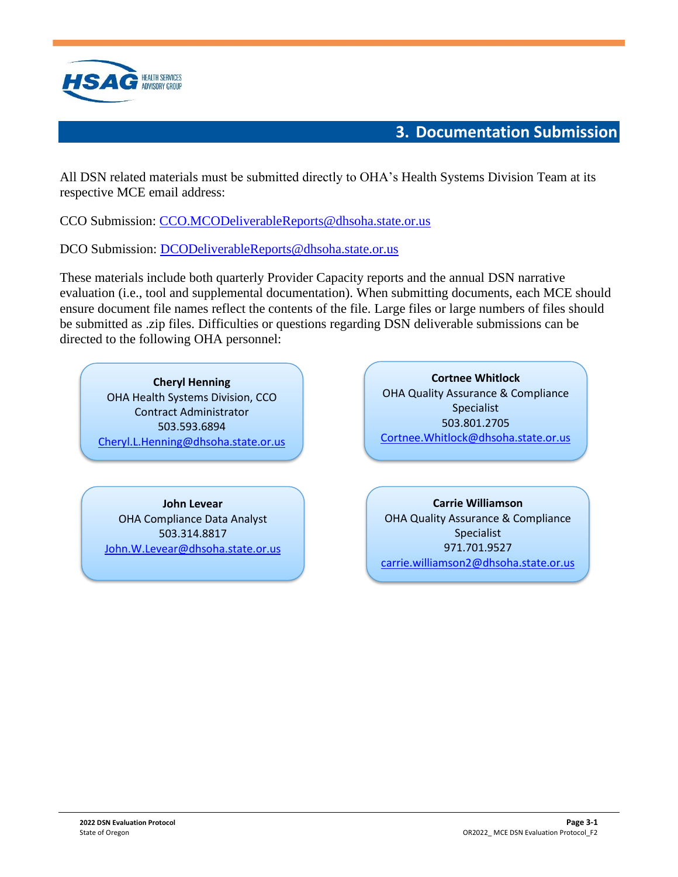# 3. Documentation Submission

All DSN related materials must be submitted directly to OHA's Health Systems Division Team at its respective MCE email address:

CCO Submission: CCO.MCODeliverableReports@dhsoha.state.or.us

DCO Submission: DCODeliverableReports@dhsoha.state.or.us

These materials include both quarterly Provider Capacity reports and the annual DSN narrative evaluation (i.e., tool and supplemental documentation). When submitting documents, each MCE should ensure document file names reflect the contents of the file. Large files or large numbers of files should be submitted as .zip files. Difficulties or questions regarding DSN deliverable submissions can be directed to the following OHA personnel:

**Cheryl Henning**
OHA Health Systems Division, CCO Contract Administrator
503.593.6894
Cheryl.L.Henning@dhsoha.state.or.us

**Cortnee Whitlock**
OHA Quality Assurance & Compliance Specialist
503.801.2705
Cortnee.Whitlock@dhsoha.state.or.us

**John Levear**
OHA Compliance Data Analyst
503.314.8817
John.W.Levear@dhsoha.state.or.us

**Carrie Williamson**
OHA Quality Assurance & Compliance Specialist
971.701.9527
carrie.williamson2@dhsoha.state.or.us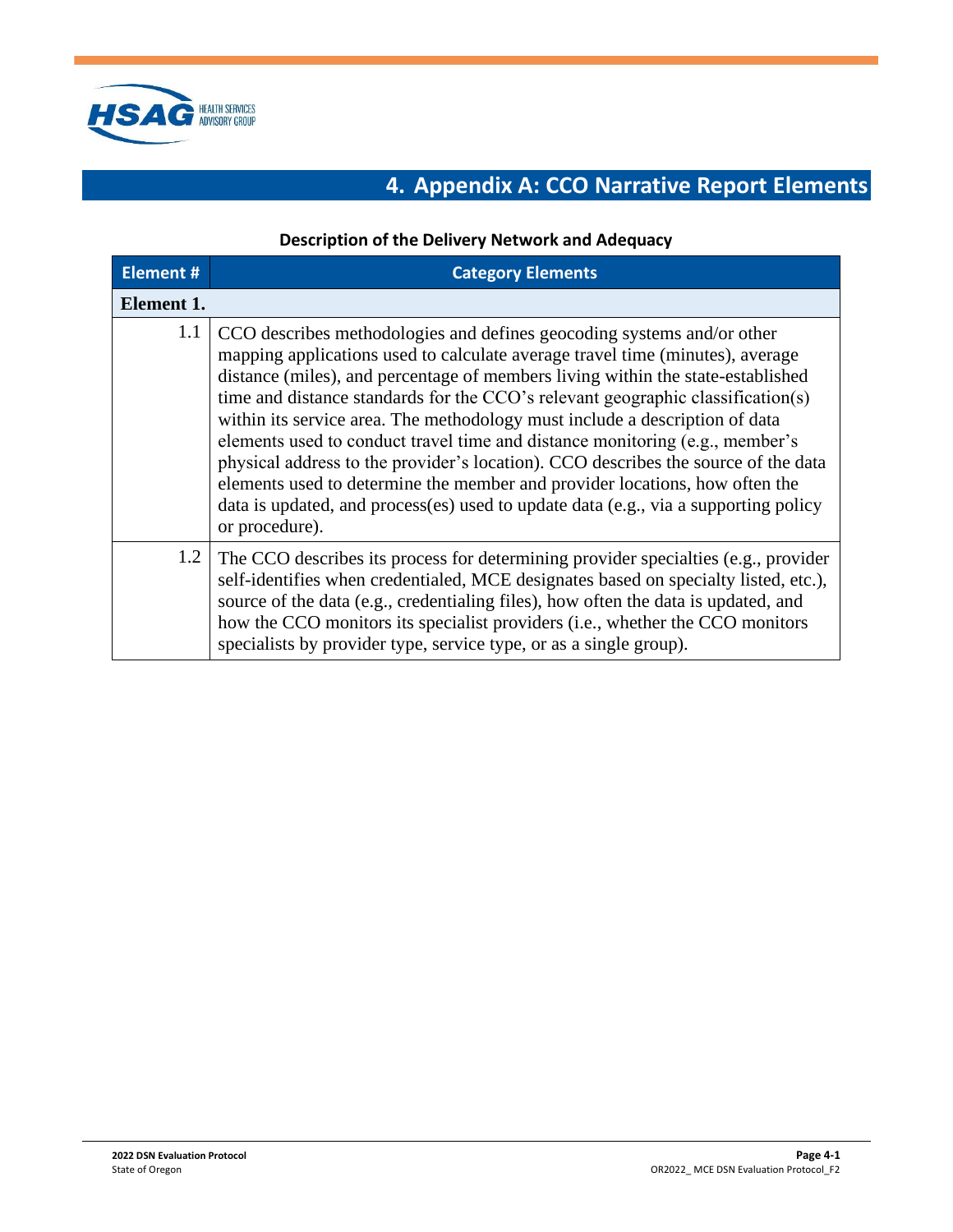# 4. Appendix A: CCO Narrative Report Elements

**Description of the Delivery Network and Adequacy**

| Element # | Category Elements |
|---|---|
| **Element 1.** | |
| 1.1 | CCO describes methodologies and defines geocoding systems and/or other mapping applications used to calculate average travel time (minutes), average distance (miles), and percentage of members living within the state-established time and distance standards for the CCO's relevant geographic classification(s) within its service area. The methodology must include a description of data elements used to conduct travel time and distance monitoring (e.g., member's physical address to the provider's location). CCO describes the source of the data elements used to determine the member and provider locations, how often the data is updated, and process(es) used to update data (e.g., via a supporting policy or procedure). |
| 1.2 | The CCO describes its process for determining provider specialties (e.g., provider self-identifies when credentialed, MCE designates based on specialty listed, etc.), source of the data (e.g., credentialing files), how often the data is updated, and how the CCO monitors its specialist providers (i.e., whether the CCO monitors specialists by provider type, service type, or as a single group). |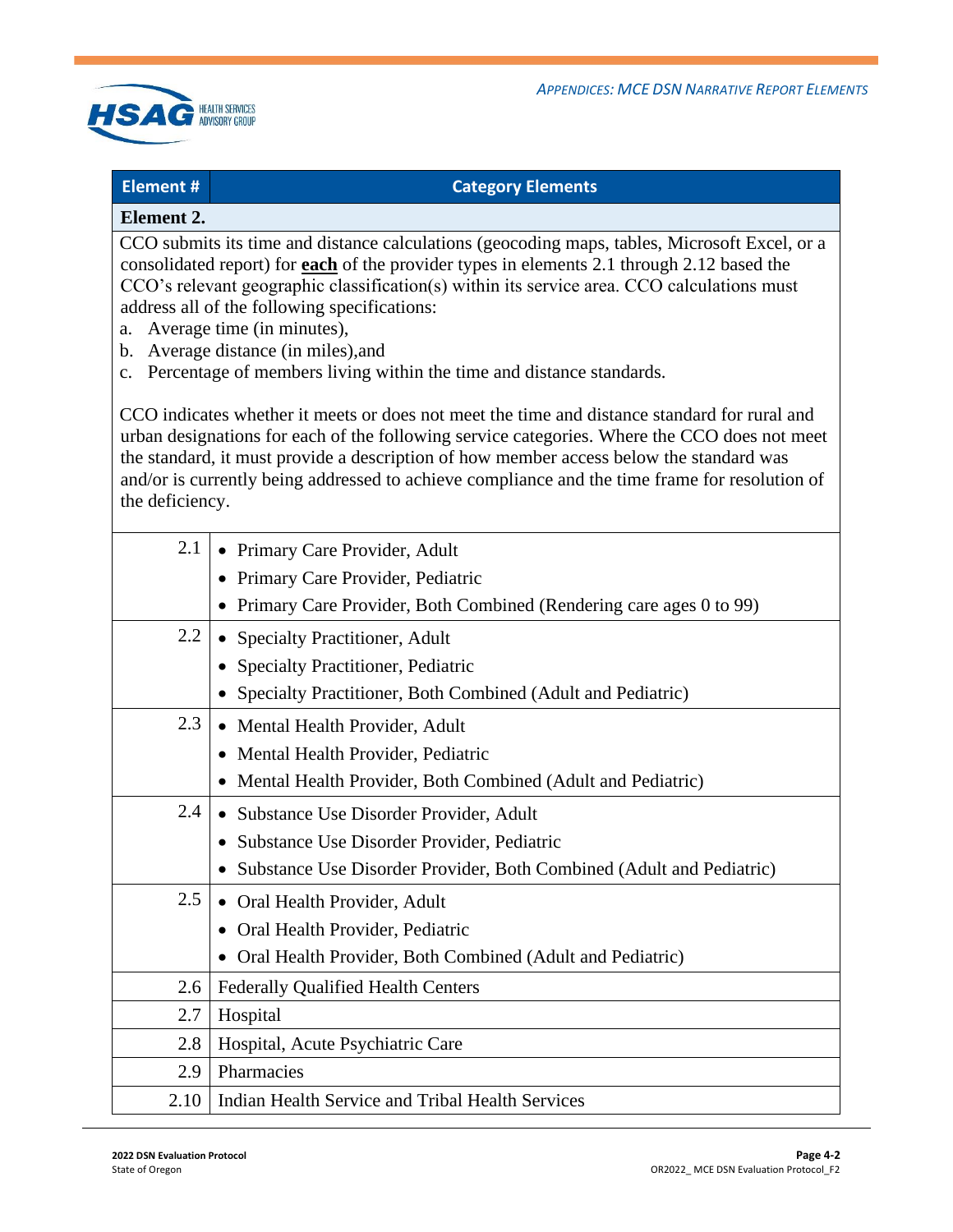| Element # | Category Elements |
| --- | --- |
| **Element 2.** | |
| CCO submits its time and distance calculations (geocoding maps, tables, Microsoft Excel, or a consolidated report) for **each** of the provider types in elements 2.1 through 2.12 based the CCO's relevant geographic classification(s) within its service area. CCO calculations must address all of the following specifications:<br>a. Average time (in minutes),<br>b. Average distance (in miles),and<br>c. Percentage of members living within the time and distance standards.<br><br>CCO indicates whether it meets or does not meet the time and distance standard for rural and urban designations for each of the following service categories. Where the CCO does not meet the standard, it must provide a description of how member access below the standard was and/or is currently being addressed to achieve compliance and the time frame for resolution of the deficiency. | |
| 2.1 | • Primary Care Provider, Adult<br>• Primary Care Provider, Pediatric<br>• Primary Care Provider, Both Combined (Rendering care ages 0 to 99) |
| 2.2 | • Specialty Practitioner, Adult<br>• Specialty Practitioner, Pediatric<br>• Specialty Practitioner, Both Combined (Adult and Pediatric) |
| 2.3 | • Mental Health Provider, Adult<br>• Mental Health Provider, Pediatric<br>• Mental Health Provider, Both Combined (Adult and Pediatric) |
| 2.4 | • Substance Use Disorder Provider, Adult<br>• Substance Use Disorder Provider, Pediatric<br>• Substance Use Disorder Provider, Both Combined (Adult and Pediatric) |
| 2.5 | • Oral Health Provider, Adult<br>• Oral Health Provider, Pediatric<br>• Oral Health Provider, Both Combined (Adult and Pediatric) |
| 2.6 | Federally Qualified Health Centers |
| 2.7 | Hospital |
| 2.8 | Hospital, Acute Psychiatric Care |
| 2.9 | Pharmacies |
| 2.10 | Indian Health Service and Tribal Health Services |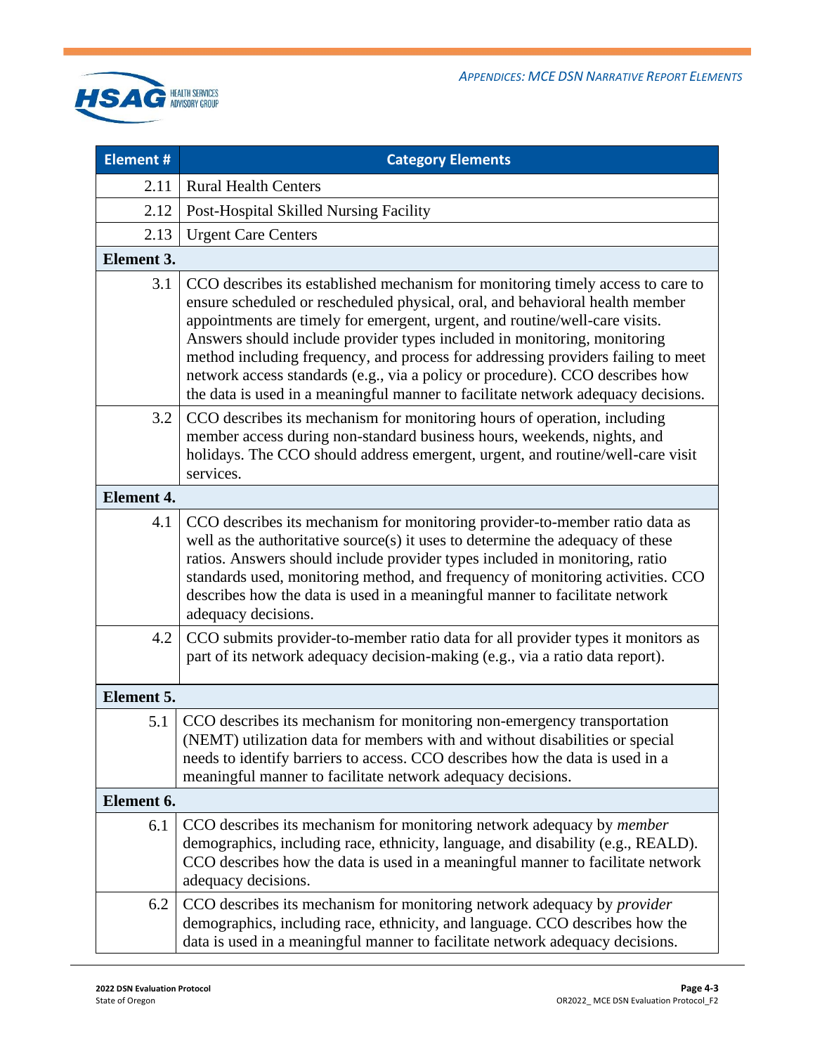| Element # | Category Elements |
|---|---|
| 2.11 | Rural Health Centers |
| 2.12 | Post-Hospital Skilled Nursing Facility |
| 2.13 | Urgent Care Centers |
| **Element 3.** | |
| 3.1 | CCO describes its established mechanism for monitoring timely access to care to ensure scheduled or rescheduled physical, oral, and behavioral health member appointments are timely for emergent, urgent, and routine/well-care visits. Answers should include provider types included in monitoring, monitoring method including frequency, and process for addressing providers failing to meet network access standards (e.g., via a policy or procedure). CCO describes how the data is used in a meaningful manner to facilitate network adequacy decisions. |
| 3.2 | CCO describes its mechanism for monitoring hours of operation, including member access during non-standard business hours, weekends, nights, and holidays. The CCO should address emergent, urgent, and routine/well-care visit services. |
| **Element 4.** | |
| 4.1 | CCO describes its mechanism for monitoring provider-to-member ratio data as well as the authoritative source(s) it uses to determine the adequacy of these ratios. Answers should include provider types included in monitoring, ratio standards used, monitoring method, and frequency of monitoring activities. CCO describes how the data is used in a meaningful manner to facilitate network adequacy decisions. |
| 4.2 | CCO submits provider-to-member ratio data for all provider types it monitors as part of its network adequacy decision-making (e.g., via a ratio data report). |
| **Element 5.** | |
| 5.1 | CCO describes its mechanism for monitoring non-emergency transportation (NEMT) utilization data for members with and without disabilities or special needs to identify barriers to access. CCO describes how the data is used in a meaningful manner to facilitate network adequacy decisions. |
| **Element 6.** | |
| 6.1 | CCO describes its mechanism for monitoring network adequacy by *member* demographics, including race, ethnicity, language, and disability (e.g., REALD). CCO describes how the data is used in a meaningful manner to facilitate network adequacy decisions. |
| 6.2 | CCO describes its mechanism for monitoring network adequacy by *provider* demographics, including race, ethnicity, and language. CCO describes how the data is used in a meaningful manner to facilitate network adequacy decisions. |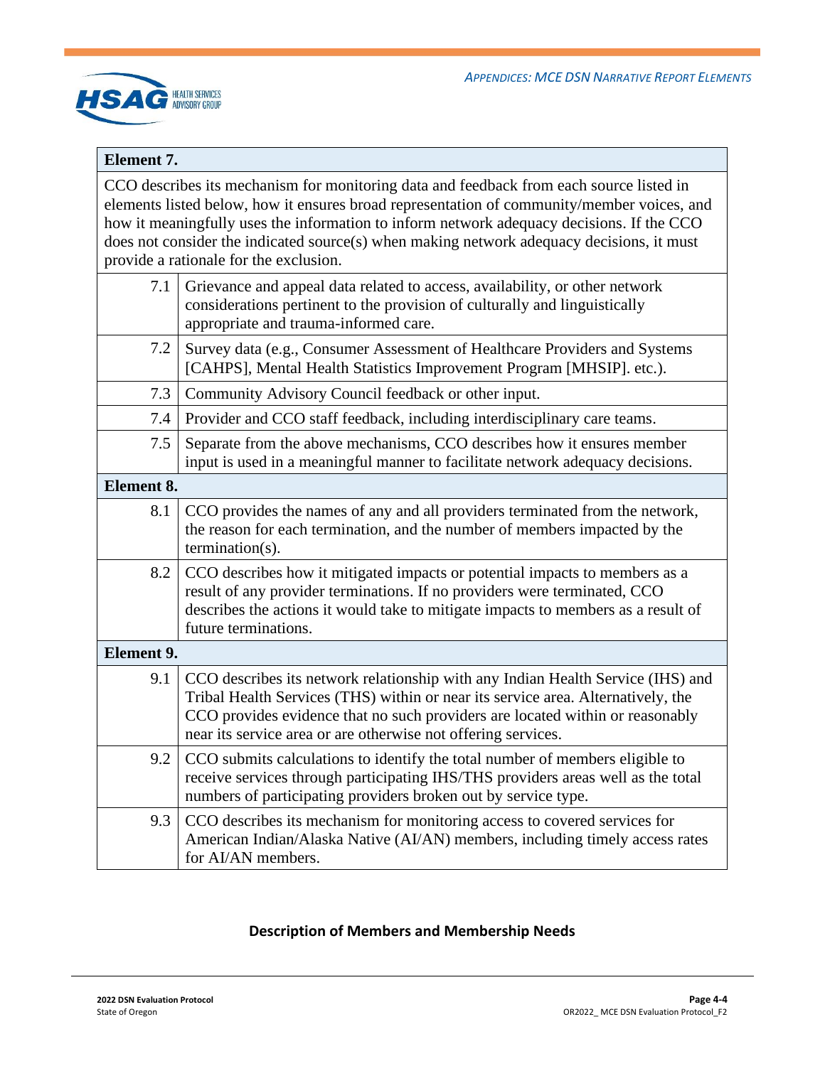| Element 7. | |
|---|---|
| CCO describes its mechanism for monitoring data and feedback from each source listed in elements listed below, how it ensures broad representation of community/member voices, and how it meaningfully uses the information to inform network adequacy decisions. If the CCO does not consider the indicated source(s) when making network adequacy decisions, it must provide a rationale for the exclusion. | |
| 7.1 | Grievance and appeal data related to access, availability, or other network considerations pertinent to the provision of culturally and linguistically appropriate and trauma-informed care. |
| 7.2 | Survey data (e.g., Consumer Assessment of Healthcare Providers and Systems [CAHPS], Mental Health Statistics Improvement Program [MHSIP]. etc.). |
| 7.3 | Community Advisory Council feedback or other input. |
| 7.4 | Provider and CCO staff feedback, including interdisciplinary care teams. |
| 7.5 | Separate from the above mechanisms, CCO describes how it ensures member input is used in a meaningful manner to facilitate network adequacy decisions. |
| **Element 8.** | |
| 8.1 | CCO provides the names of any and all providers terminated from the network, the reason for each termination, and the number of members impacted by the termination(s). |
| 8.2 | CCO describes how it mitigated impacts or potential impacts to members as a result of any provider terminations. If no providers were terminated, CCO describes the actions it would take to mitigate impacts to members as a result of future terminations. |
| **Element 9.** | |
| 9.1 | CCO describes its network relationship with any Indian Health Service (IHS) and Tribal Health Services (THS) within or near its service area. Alternatively, the CCO provides evidence that no such providers are located within or reasonably near its service area or are otherwise not offering services. |
| 9.2 | CCO submits calculations to identify the total number of members eligible to receive services through participating IHS/THS providers areas well as the total numbers of participating providers broken out by service type. |
| 9.3 | CCO describes its mechanism for monitoring access to covered services for American Indian/Alaska Native (AI/AN) members, including timely access rates for AI/AN members. |

## Description of Members and Membership Needs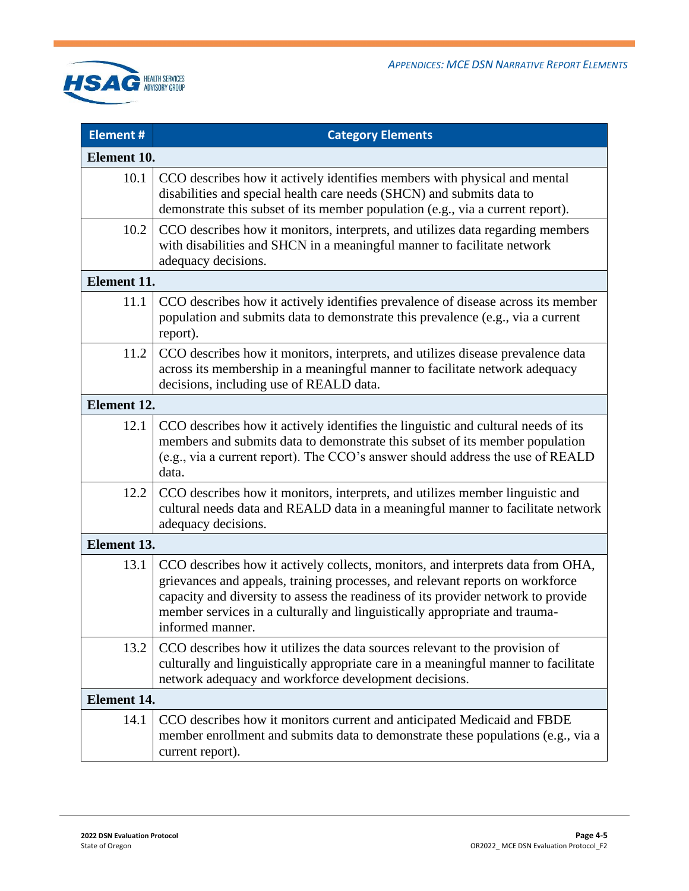| Element # | Category Elements |
|---|---|
| **Element 10.** | |
| 10.1 | CCO describes how it actively identifies members with physical and mental disabilities and special health care needs (SHCN) and submits data to demonstrate this subset of its member population (e.g., via a current report). |
| 10.2 | CCO describes how it monitors, interprets, and utilizes data regarding members with disabilities and SHCN in a meaningful manner to facilitate network adequacy decisions. |
| **Element 11.** | |
| 11.1 | CCO describes how it actively identifies prevalence of disease across its member population and submits data to demonstrate this prevalence (e.g., via a current report). |
| 11.2 | CCO describes how it monitors, interprets, and utilizes disease prevalence data across its membership in a meaningful manner to facilitate network adequacy decisions, including use of REALD data. |
| **Element 12.** | |
| 12.1 | CCO describes how it actively identifies the linguistic and cultural needs of its members and submits data to demonstrate this subset of its member population (e.g., via a current report). The CCO's answer should address the use of REALD data. |
| 12.2 | CCO describes how it monitors, interprets, and utilizes member linguistic and cultural needs data and REALD data in a meaningful manner to facilitate network adequacy decisions. |
| **Element 13.** | |
| 13.1 | CCO describes how it actively collects, monitors, and interprets data from OHA, grievances and appeals, training processes, and relevant reports on workforce capacity and diversity to assess the readiness of its provider network to provide member services in a culturally and linguistically appropriate and trauma-informed manner. |
| 13.2 | CCO describes how it utilizes the data sources relevant to the provision of culturally and linguistically appropriate care in a meaningful manner to facilitate network adequacy and workforce development decisions. |
| **Element 14.** | |
| 14.1 | CCO describes how it monitors current and anticipated Medicaid and FBDE member enrollment and submits data to demonstrate these populations (e.g., via a current report). |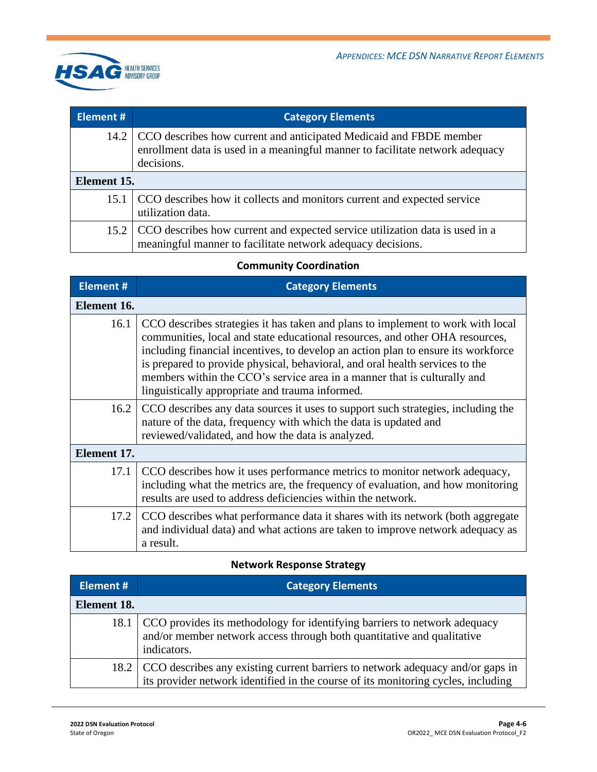| Element # | Category Elements |
|---|---|
| 14.2 | CCO describes how current and anticipated Medicaid and FBDE member enrollment data is used in a meaningful manner to facilitate network adequacy decisions. |
| **Element 15.** | |
| 15.1 | CCO describes how it collects and monitors current and expected service utilization data. |
| 15.2 | CCO describes how current and expected service utilization data is used in a meaningful manner to facilitate network adequacy decisions. |

**Community Coordination**

| Element # | Category Elements |
|---|---|
| **Element 16.** | |
| 16.1 | CCO describes strategies it has taken and plans to implement to work with local communities, local and state educational resources, and other OHA resources, including financial incentives, to develop an action plan to ensure its workforce is prepared to provide physical, behavioral, and oral health services to the members within the CCO's service area in a manner that is culturally and linguistically appropriate and trauma informed. |
| 16.2 | CCO describes any data sources it uses to support such strategies, including the nature of the data, frequency with which the data is updated and reviewed/validated, and how the data is analyzed. |
| **Element 17.** | |
| 17.1 | CCO describes how it uses performance metrics to monitor network adequacy, including what the metrics are, the frequency of evaluation, and how monitoring results are used to address deficiencies within the network. |
| 17.2 | CCO describes what performance data it shares with its network (both aggregate and individual data) and what actions are taken to improve network adequacy as a result. |

**Network Response Strategy**

| Element # | Category Elements |
|---|---|
| **Element 18.** | |
| 18.1 | CCO provides its methodology for identifying barriers to network adequacy and/or member network access through both quantitative and qualitative indicators. |
| 18.2 | CCO describes any existing current barriers to network adequacy and/or gaps in its provider network identified in the course of its monitoring cycles, including |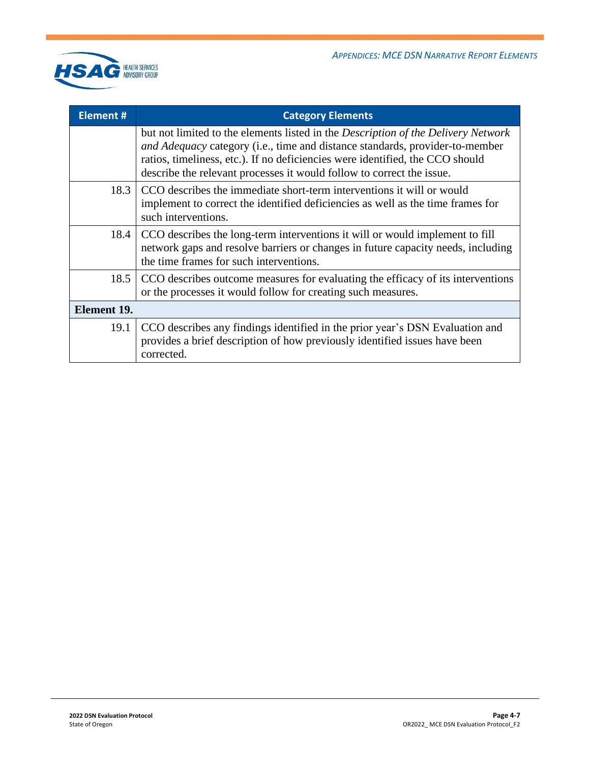| Element # | Category Elements |
|---|---|
| | but not limited to the elements listed in the *Description of the Delivery Network and Adequacy* category (i.e., time and distance standards, provider-to-member ratios, timeliness, etc.). If no deficiencies were identified, the CCO should describe the relevant processes it would follow to correct the issue. |
| 18.3 | CCO describes the immediate short-term interventions it will or would implement to correct the identified deficiencies as well as the time frames for such interventions. |
| 18.4 | CCO describes the long-term interventions it will or would implement to fill network gaps and resolve barriers or changes in future capacity needs, including the time frames for such interventions. |
| 18.5 | CCO describes outcome measures for evaluating the efficacy of its interventions or the processes it would follow for creating such measures. |
| **Element 19.** | |
| 19.1 | CCO describes any findings identified in the prior year's DSN Evaluation and provides a brief description of how previously identified issues have been corrected. |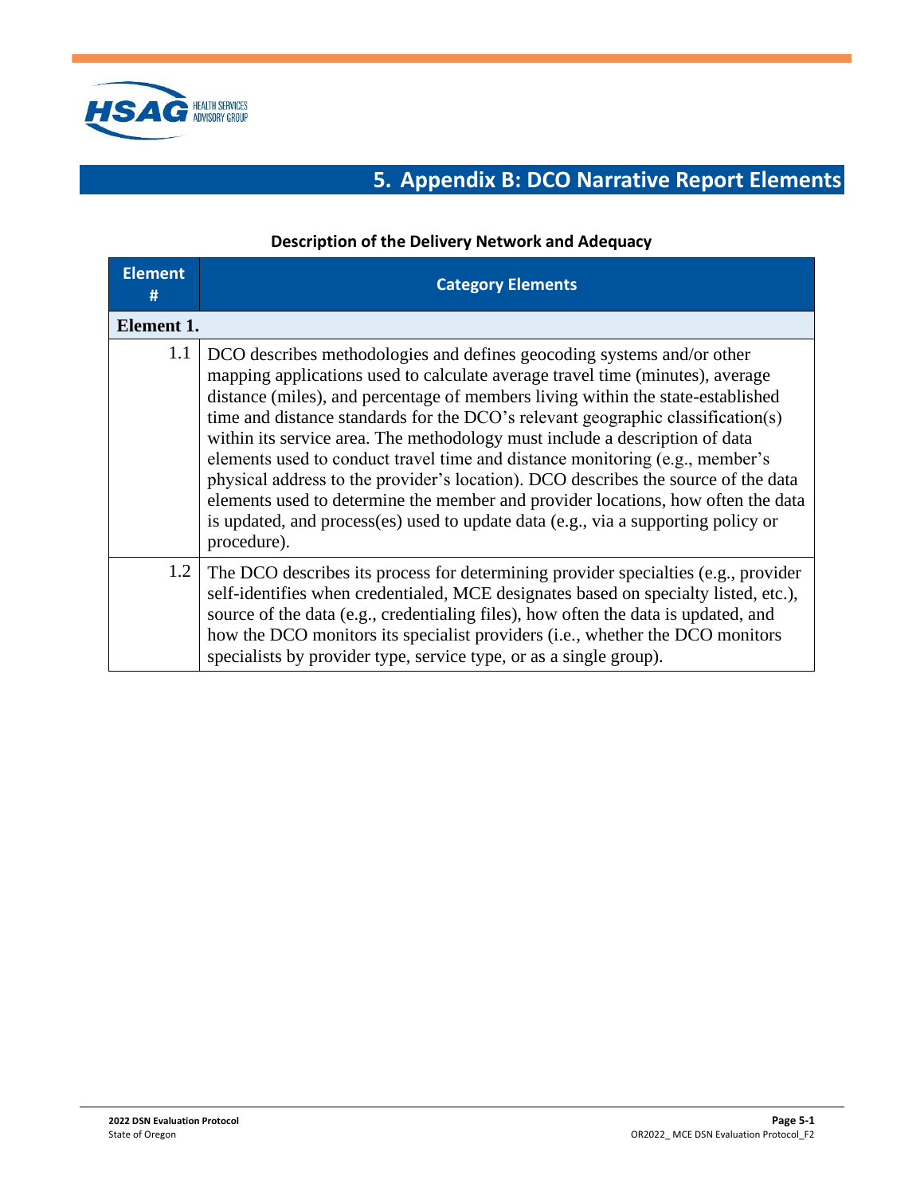# 5. Appendix B: DCO Narrative Report Elements

**Description of the Delivery Network and Adequacy**

| Element # | Category Elements |
|---|---|
| **Element 1.** | |
| 1.1 | DCO describes methodologies and defines geocoding systems and/or other mapping applications used to calculate average travel time (minutes), average distance (miles), and percentage of members living within the state-established time and distance standards for the DCO's relevant geographic classification(s) within its service area. The methodology must include a description of data elements used to conduct travel time and distance monitoring (e.g., member's physical address to the provider's location). DCO describes the source of the data elements used to determine the member and provider locations, how often the data is updated, and process(es) used to update data (e.g., via a supporting policy or procedure). |
| 1.2 | The DCO describes its process for determining provider specialties (e.g., provider self-identifies when credentialed, MCE designates based on specialty listed, etc.), source of the data (e.g., credentialing files), how often the data is updated, and how the DCO monitors its specialist providers (i.e., whether the DCO monitors specialists by provider type, service type, or as a single group). |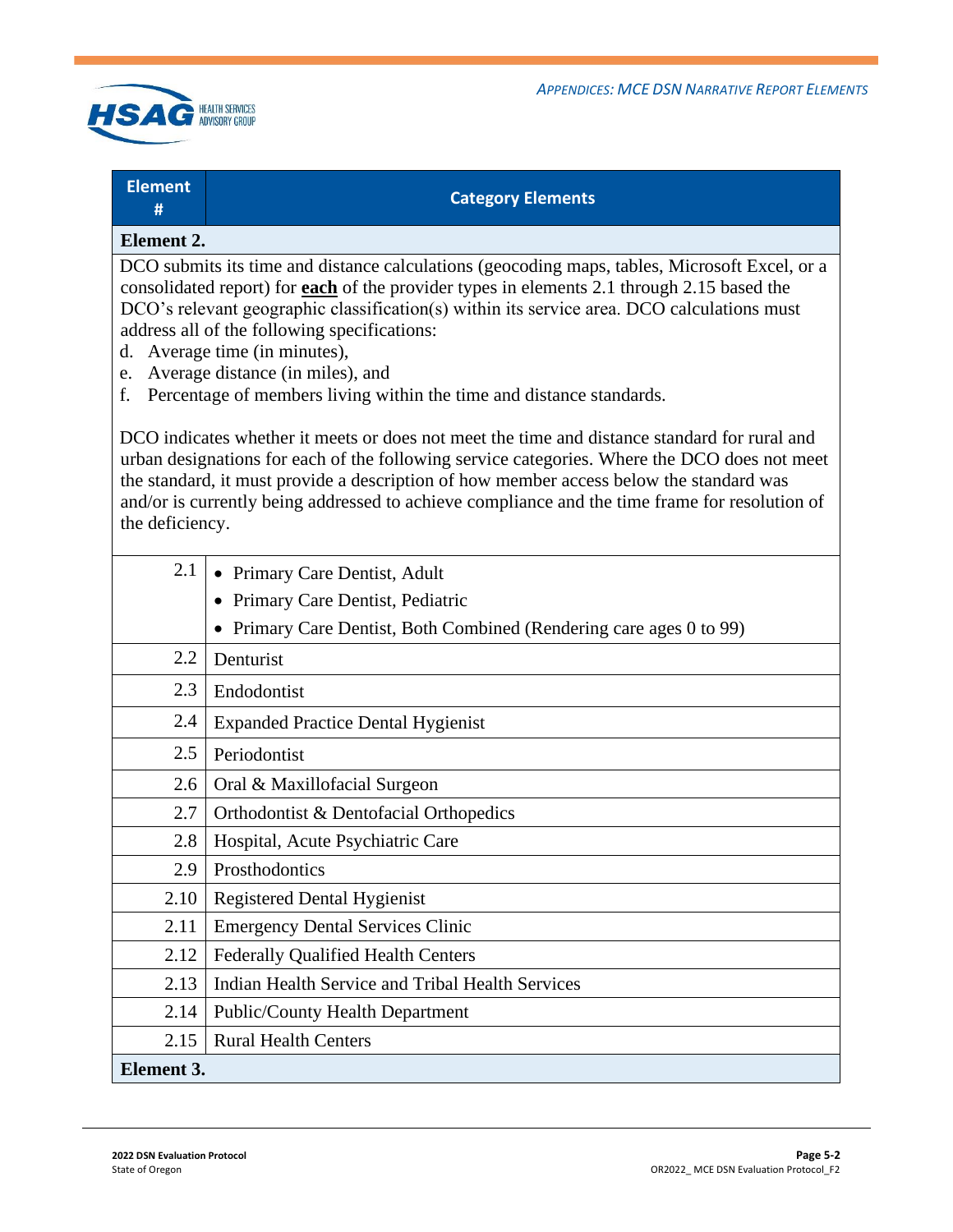| Element # | Category Elements |
|---|---|
| **Element 2.** | |
| DCO submits its time and distance calculations (geocoding maps, tables, Microsoft Excel, or a consolidated report) for **each** of the provider types in elements 2.1 through 2.15 based the DCO's relevant geographic classification(s) within its service area. DCO calculations must address all of the following specifications:<br>d. Average time (in minutes),<br>e. Average distance (in miles), and<br>f. Percentage of members living within the time and distance standards.<br><br>DCO indicates whether it meets or does not meet the time and distance standard for rural and urban designations for each of the following service categories. Where the DCO does not meet the standard, it must provide a description of how member access below the standard was and/or is currently being addressed to achieve compliance and the time frame for resolution of the deficiency. | |
| 2.1 | • Primary Care Dentist, Adult<br>• Primary Care Dentist, Pediatric<br>• Primary Care Dentist, Both Combined (Rendering care ages 0 to 99) |
| 2.2 | Denturist |
| 2.3 | Endodontist |
| 2.4 | Expanded Practice Dental Hygienist |
| 2.5 | Periodontist |
| 2.6 | Oral & Maxillofacial Surgeon |
| 2.7 | Orthodontist & Dentofacial Orthopedics |
| 2.8 | Hospital, Acute Psychiatric Care |
| 2.9 | Prosthodontics |
| 2.10 | Registered Dental Hygienist |
| 2.11 | Emergency Dental Services Clinic |
| 2.12 | Federally Qualified Health Centers |
| 2.13 | Indian Health Service and Tribal Health Services |
| 2.14 | Public/County Health Department |
| 2.15 | Rural Health Centers |
| **Element 3.** | |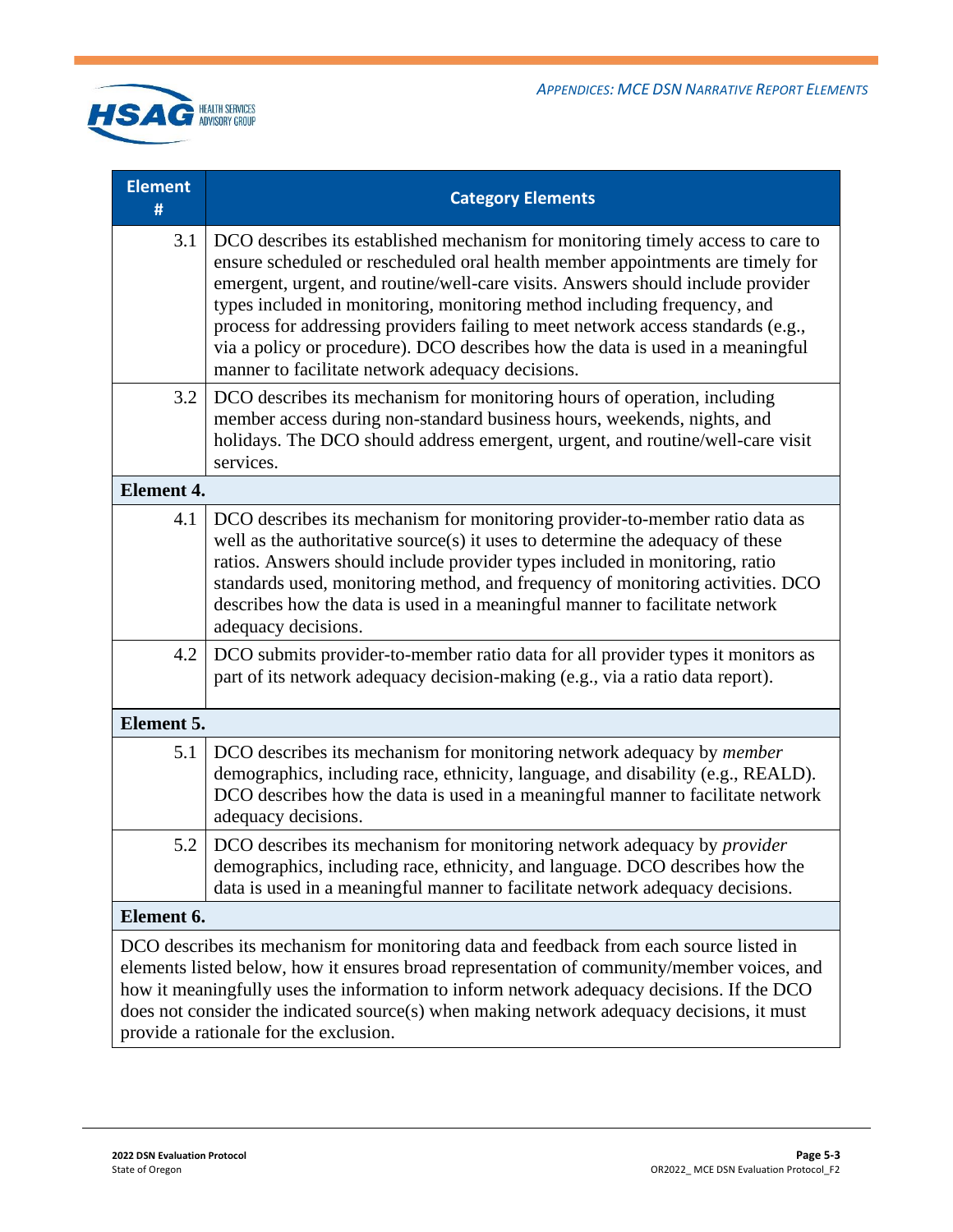| Element # | Category Elements |
|---|---|
| 3.1 | DCO describes its established mechanism for monitoring timely access to care to ensure scheduled or rescheduled oral health member appointments are timely for emergent, urgent, and routine/well-care visits. Answers should include provider types included in monitoring, monitoring method including frequency, and process for addressing providers failing to meet network access standards (e.g., via a policy or procedure). DCO describes how the data is used in a meaningful manner to facilitate network adequacy decisions. |
| 3.2 | DCO describes its mechanism for monitoring hours of operation, including member access during non-standard business hours, weekends, nights, and holidays. The DCO should address emergent, urgent, and routine/well-care visit services. |
| **Element 4.** | |
| 4.1 | DCO describes its mechanism for monitoring provider-to-member ratio data as well as the authoritative source(s) it uses to determine the adequacy of these ratios. Answers should include provider types included in monitoring, ratio standards used, monitoring method, and frequency of monitoring activities. DCO describes how the data is used in a meaningful manner to facilitate network adequacy decisions. |
| 4.2 | DCO submits provider-to-member ratio data for all provider types it monitors as part of its network adequacy decision-making (e.g., via a ratio data report). |
| **Element 5.** | |
| 5.1 | DCO describes its mechanism for monitoring network adequacy by *member* demographics, including race, ethnicity, language, and disability (e.g., REALD). DCO describes how the data is used in a meaningful manner to facilitate network adequacy decisions. |
| 5.2 | DCO describes its mechanism for monitoring network adequacy by *provider* demographics, including race, ethnicity, and language. DCO describes how the data is used in a meaningful manner to facilitate network adequacy decisions. |
| **Element 6.** | |
| DCO describes its mechanism for monitoring data and feedback from each source listed in elements listed below, how it ensures broad representation of community/member voices, and how it meaningfully uses the information to inform network adequacy decisions. If the DCO does not consider the indicated source(s) when making network adequacy decisions, it must provide a rationale for the exclusion. | |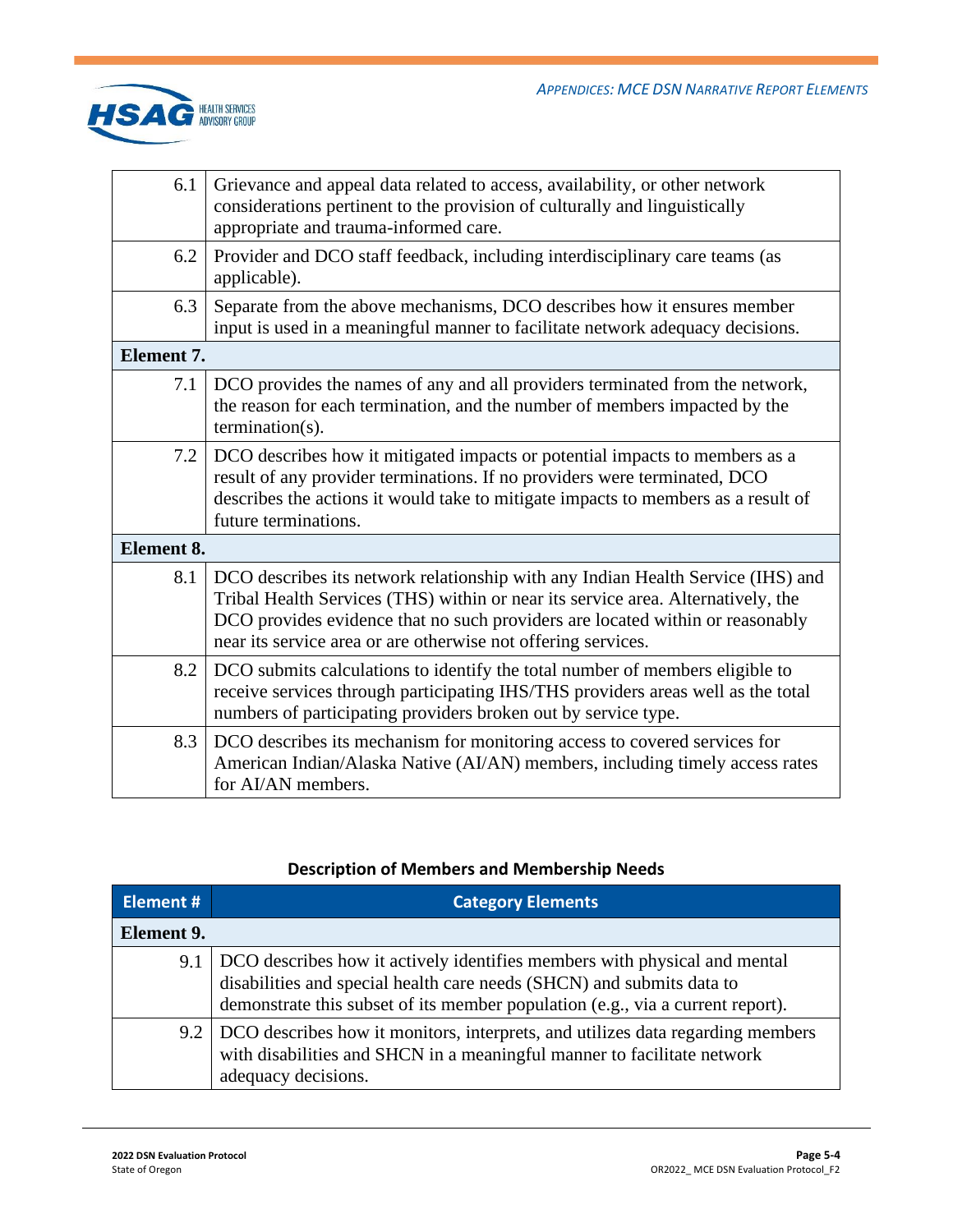| | |
|---|---|
| 6.1 | Grievance and appeal data related to access, availability, or other network considerations pertinent to the provision of culturally and linguistically appropriate and trauma-informed care. |
| 6.2 | Provider and DCO staff feedback, including interdisciplinary care teams (as applicable). |
| 6.3 | Separate from the above mechanisms, DCO describes how it ensures member input is used in a meaningful manner to facilitate network adequacy decisions. |
| **Element 7.** | |
| 7.1 | DCO provides the names of any and all providers terminated from the network, the reason for each termination, and the number of members impacted by the termination(s). |
| 7.2 | DCO describes how it mitigated impacts or potential impacts to members as a result of any provider terminations. If no providers were terminated, DCO describes the actions it would take to mitigate impacts to members as a result of future terminations. |
| **Element 8.** | |
| 8.1 | DCO describes its network relationship with any Indian Health Service (IHS) and Tribal Health Services (THS) within or near its service area. Alternatively, the DCO provides evidence that no such providers are located within or reasonably near its service area or are otherwise not offering services. |
| 8.2 | DCO submits calculations to identify the total number of members eligible to receive services through participating IHS/THS providers areas well as the total numbers of participating providers broken out by service type. |
| 8.3 | DCO describes its mechanism for monitoring access to covered services for American Indian/Alaska Native (AI/AN) members, including timely access rates for AI/AN members. |

**Description of Members and Membership Needs**

| Element # | Category Elements |
|---|---|
| **Element 9.** | |
| 9.1 | DCO describes how it actively identifies members with physical and mental disabilities and special health care needs (SHCN) and submits data to demonstrate this subset of its member population (e.g., via a current report). |
| 9.2 | DCO describes how it monitors, interprets, and utilizes data regarding members with disabilities and SHCN in a meaningful manner to facilitate network adequacy decisions. |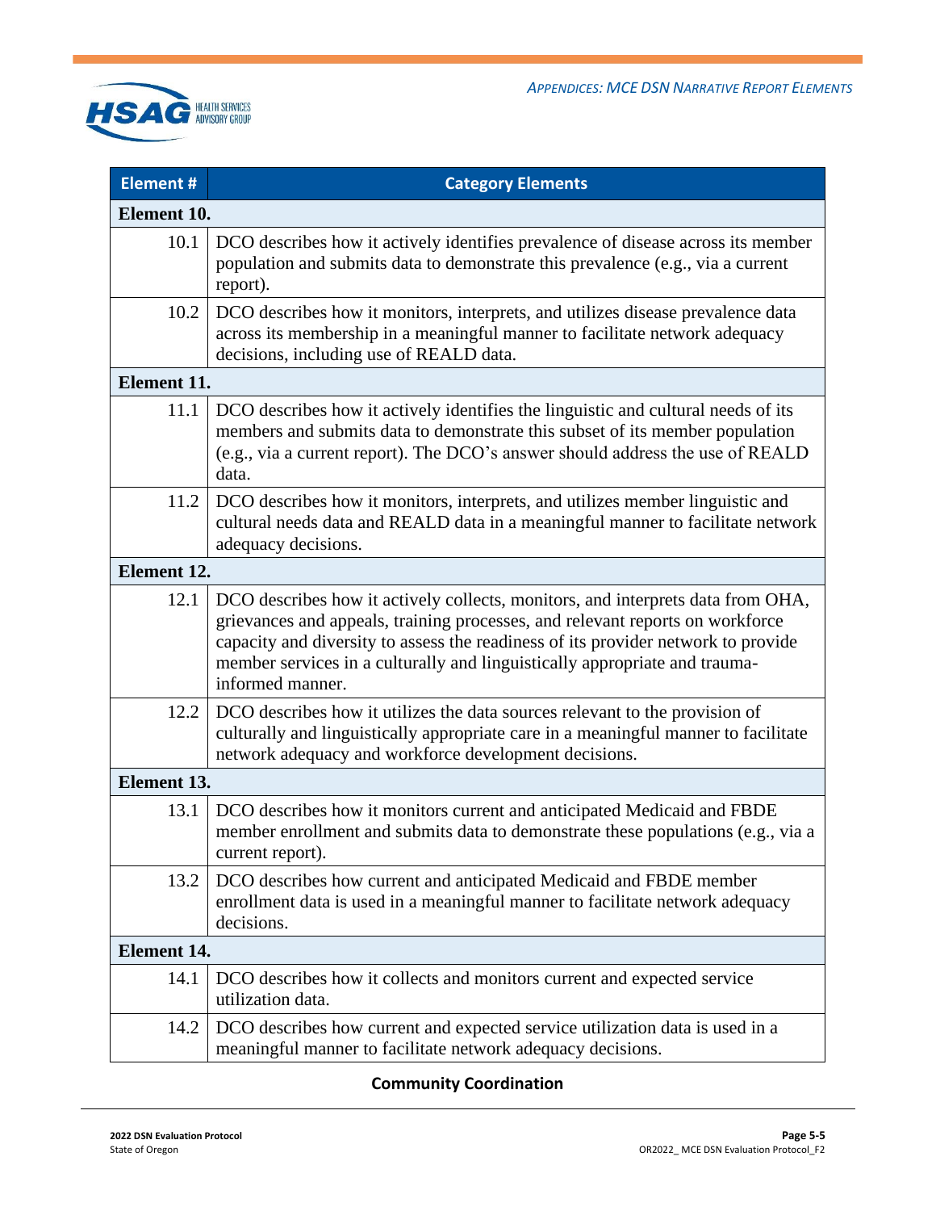| Element # | Category Elements |
|---|---|
| **Element 10.** | |
| 10.1 | DCO describes how it actively identifies prevalence of disease across its member population and submits data to demonstrate this prevalence (e.g., via a current report). |
| 10.2 | DCO describes how it monitors, interprets, and utilizes disease prevalence data across its membership in a meaningful manner to facilitate network adequacy decisions, including use of REALD data. |
| **Element 11.** | |
| 11.1 | DCO describes how it actively identifies the linguistic and cultural needs of its members and submits data to demonstrate this subset of its member population (e.g., via a current report). The DCO's answer should address the use of REALD data. |
| 11.2 | DCO describes how it monitors, interprets, and utilizes member linguistic and cultural needs data and REALD data in a meaningful manner to facilitate network adequacy decisions. |
| **Element 12.** | |
| 12.1 | DCO describes how it actively collects, monitors, and interprets data from OHA, grievances and appeals, training processes, and relevant reports on workforce capacity and diversity to assess the readiness of its provider network to provide member services in a culturally and linguistically appropriate and trauma-informed manner. |
| 12.2 | DCO describes how it utilizes the data sources relevant to the provision of culturally and linguistically appropriate care in a meaningful manner to facilitate network adequacy and workforce development decisions. |
| **Element 13.** | |
| 13.1 | DCO describes how it monitors current and anticipated Medicaid and FBDE member enrollment and submits data to demonstrate these populations (e.g., via a current report). |
| 13.2 | DCO describes how current and anticipated Medicaid and FBDE member enrollment data is used in a meaningful manner to facilitate network adequacy decisions. |
| **Element 14.** | |
| 14.1 | DCO describes how it collects and monitors current and expected service utilization data. |
| 14.2 | DCO describes how current and expected service utilization data is used in a meaningful manner to facilitate network adequacy decisions. |

**Community Coordination**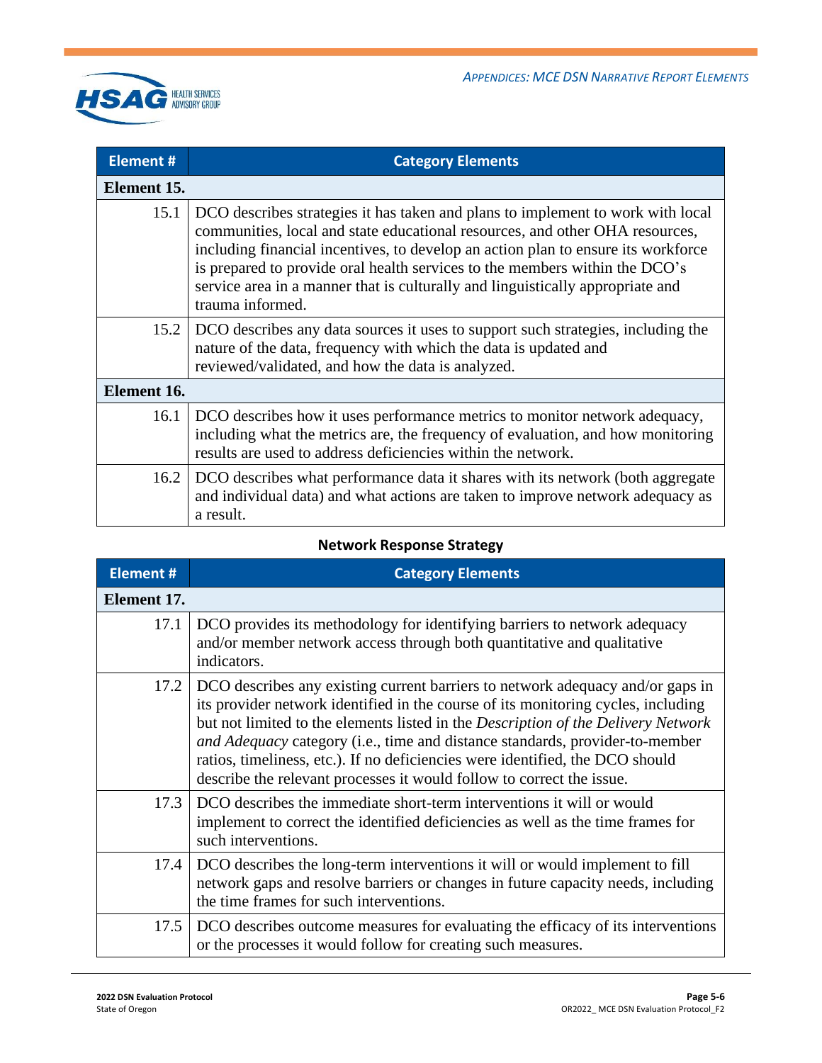| Element # | Category Elements |
|---|---|
| **Element 15.** | |
| 15.1 | DCO describes strategies it has taken and plans to implement to work with local communities, local and state educational resources, and other OHA resources, including financial incentives, to develop an action plan to ensure its workforce is prepared to provide oral health services to the members within the DCO's service area in a manner that is culturally and linguistically appropriate and trauma informed. |
| 15.2 | DCO describes any data sources it uses to support such strategies, including the nature of the data, frequency with which the data is updated and reviewed/validated, and how the data is analyzed. |
| **Element 16.** | |
| 16.1 | DCO describes how it uses performance metrics to monitor network adequacy, including what the metrics are, the frequency of evaluation, and how monitoring results are used to address deficiencies within the network. |
| 16.2 | DCO describes what performance data it shares with its network (both aggregate and individual data) and what actions are taken to improve network adequacy as a result. |

**Network Response Strategy**

| Element # | Category Elements |
|---|---|
| **Element 17.** | |
| 17.1 | DCO provides its methodology for identifying barriers to network adequacy and/or member network access through both quantitative and qualitative indicators. |
| 17.2 | DCO describes any existing current barriers to network adequacy and/or gaps in its provider network identified in the course of its monitoring cycles, including but not limited to the elements listed in the *Description of the Delivery Network and Adequacy* category (i.e., time and distance standards, provider-to-member ratios, timeliness, etc.). If no deficiencies were identified, the DCO should describe the relevant processes it would follow to correct the issue. |
| 17.3 | DCO describes the immediate short-term interventions it will or would implement to correct the identified deficiencies as well as the time frames for such interventions. |
| 17.4 | DCO describes the long-term interventions it will or would implement to fill network gaps and resolve barriers or changes in future capacity needs, including the time frames for such interventions. |
| 17.5 | DCO describes outcome measures for evaluating the efficacy of its interventions or the processes it would follow for creating such measures. |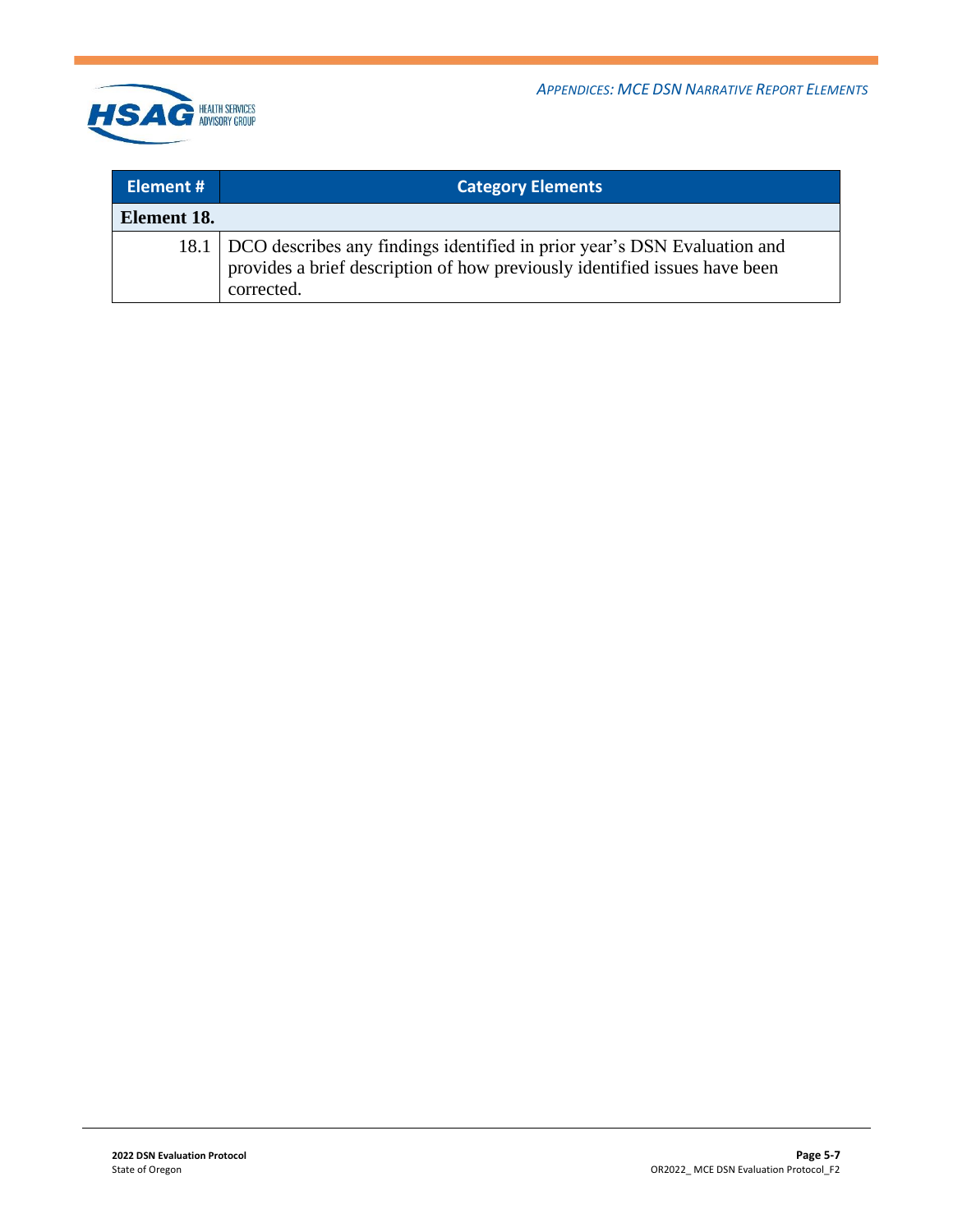| Element # | Category Elements |
|---|---|
| **Element 18.** | |
| 18.1 | DCO describes any findings identified in prior year's DSN Evaluation and provides a brief description of how previously identified issues have been corrected. |